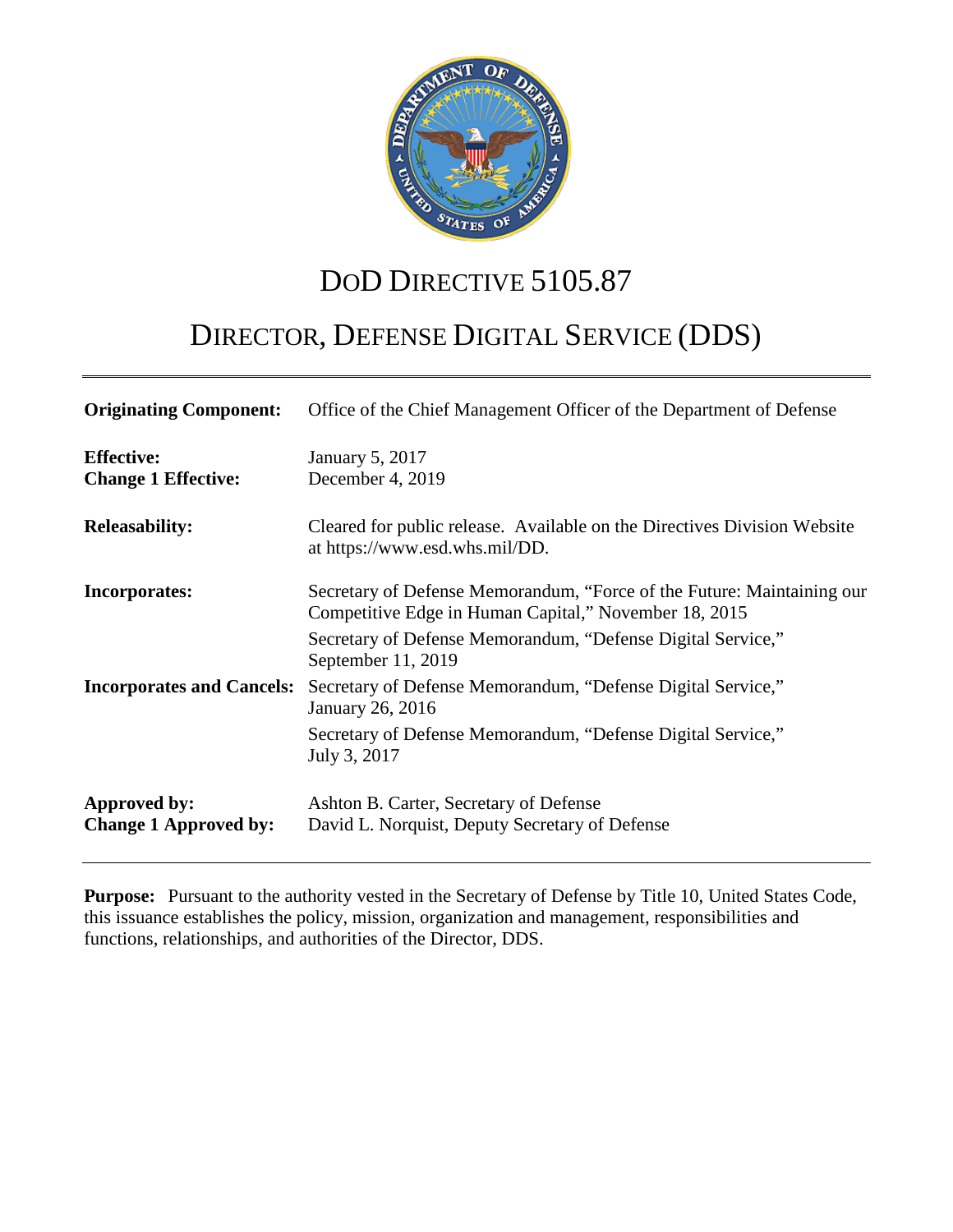# DoD DIRECTIVE 5105.87

# DIRECTOR, DEFENSE DIGITAL SERVICE (DDS)

---

| | |
|---|---|
| **Originating Component:** | Office of the Chief Management Officer of the Department of Defense |
| **Effective:** | January 5, 2017 |
| **Change 1 Effective:** | December 4, 2019 |
| **Releasability:** | Cleared for public release. Available on the Directives Division Website at https://www.esd.whs.mil/DD. |
| **Incorporates:** | Secretary of Defense Memorandum, "Force of the Future: Maintaining our Competitive Edge in Human Capital," November 18, 2015 |
| | Secretary of Defense Memorandum, "Defense Digital Service," September 11, 2019 |
| **Incorporates and Cancels:** | Secretary of Defense Memorandum, "Defense Digital Service," January 26, 2016 |
| | Secretary of Defense Memorandum, "Defense Digital Service," July 3, 2017 |
| **Approved by:** | Ashton B. Carter, Secretary of Defense |
| **Change 1 Approved by:** | David L. Norquist, Deputy Secretary of Defense |

---

**Purpose:** Pursuant to the authority vested in the Secretary of Defense by Title 10, United States Code, this issuance establishes the policy, mission, organization and management, responsibilities and functions, relationships, and authorities of the Director, DDS.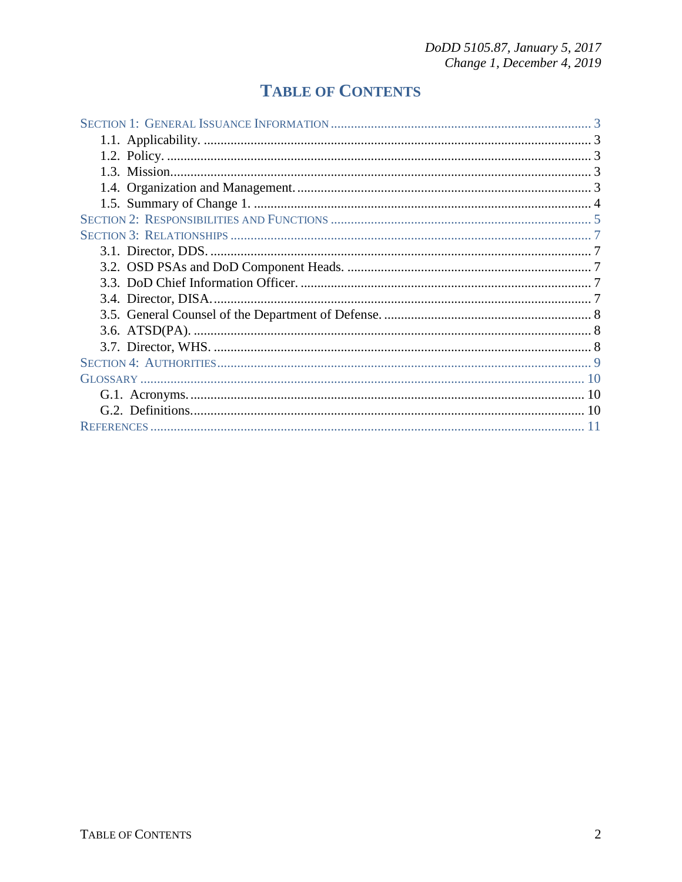# TABLE OF CONTENTS

SECTION 1: GENERAL ISSUANCE INFORMATION ............ 3
- 1.1. Applicability. ............ 3
- 1.2. Policy. ............ 3
- 1.3. Mission. ............ 3
- 1.4. Organization and Management. ............ 3
- 1.5. Summary of Change 1. ............ 4

SECTION 2: RESPONSIBILITIES AND FUNCTIONS ............ 5

SECTION 3: RELATIONSHIPS ............ 7
- 3.1. Director, DDS. ............ 7
- 3.2. OSD PSAs and DoD Component Heads. ............ 7
- 3.3. DoD Chief Information Officer. ............ 7
- 3.4. Director, DISA. ............ 7
- 3.5. General Counsel of the Department of Defense. ............ 8
- 3.6. ATSD(PA). ............ 8
- 3.7. Director, WHS. ............ 8

SECTION 4: AUTHORITIES ............ 9

GLOSSARY ............ 10
- G.1. Acronyms. ............ 10
- G.2. Definitions. ............ 10

REFERENCES ............ 11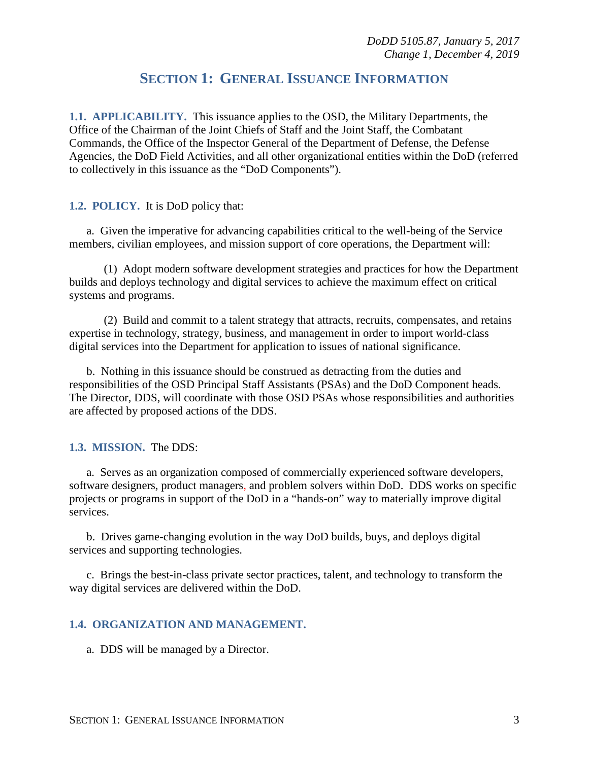## SECTION 1: GENERAL ISSUANCE INFORMATION

**1.1. APPLICABILITY.** This issuance applies to the OSD, the Military Departments, the Office of the Chairman of the Joint Chiefs of Staff and the Joint Staff, the Combatant Commands, the Office of the Inspector General of the Department of Defense, the Defense Agencies, the DoD Field Activities, and all other organizational entities within the DoD (referred to collectively in this issuance as the "DoD Components").

**1.2. POLICY.** It is DoD policy that:

a. Given the imperative for advancing capabilities critical to the well-being of the Service members, civilian employees, and mission support of core operations, the Department will:

(1) Adopt modern software development strategies and practices for how the Department builds and deploys technology and digital services to achieve the maximum effect on critical systems and programs.

(2) Build and commit to a talent strategy that attracts, recruits, compensates, and retains expertise in technology, strategy, business, and management in order to import world-class digital services into the Department for application to issues of national significance.

b. Nothing in this issuance should be construed as detracting from the duties and responsibilities of the OSD Principal Staff Assistants (PSAs) and the DoD Component heads. The Director, DDS, will coordinate with those OSD PSAs whose responsibilities and authorities are affected by proposed actions of the DDS.

**1.3. MISSION.** The DDS:

a. Serves as an organization composed of commercially experienced software developers, software designers, product managers, and problem solvers within DoD. DDS works on specific projects or programs in support of the DoD in a "hands-on" way to materially improve digital services.

b. Drives game-changing evolution in the way DoD builds, buys, and deploys digital services and supporting technologies.

c. Brings the best-in-class private sector practices, talent, and technology to transform the way digital services are delivered within the DoD.

**1.4. ORGANIZATION AND MANAGEMENT.**

a. DDS will be managed by a Director.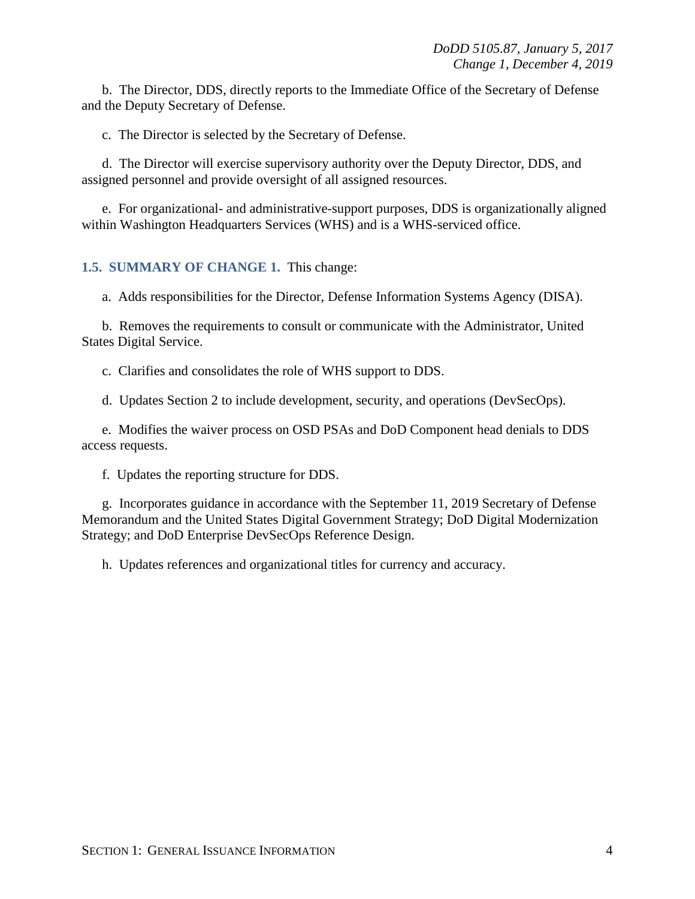b. The Director, DDS, directly reports to the Immediate Office of the Secretary of Defense and the Deputy Secretary of Defense.

c. The Director is selected by the Secretary of Defense.

d. The Director will exercise supervisory authority over the Deputy Director, DDS, and assigned personnel and provide oversight of all assigned resources.

e. For organizational- and administrative-support purposes, DDS is organizationally aligned within Washington Headquarters Services (WHS) and is a WHS-serviced office.

**1.5. SUMMARY OF CHANGE 1.** This change:

a. Adds responsibilities for the Director, Defense Information Systems Agency (DISA).

b. Removes the requirements to consult or communicate with the Administrator, United States Digital Service.

c. Clarifies and consolidates the role of WHS support to DDS.

d. Updates Section 2 to include development, security, and operations (DevSecOps).

e. Modifies the waiver process on OSD PSAs and DoD Component head denials to DDS access requests.

f. Updates the reporting structure for DDS.

g. Incorporates guidance in accordance with the September 11, 2019 Secretary of Defense Memorandum and the United States Digital Government Strategy; DoD Digital Modernization Strategy; and DoD Enterprise DevSecOps Reference Design.

h. Updates references and organizational titles for currency and accuracy.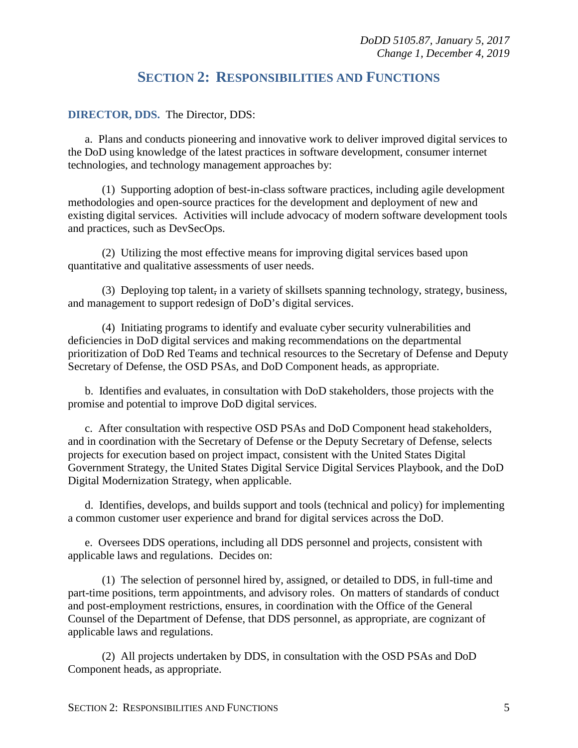# SECTION 2: RESPONSIBILITIES AND FUNCTIONS

**DIRECTOR, DDS.** The Director, DDS:

a. Plans and conducts pioneering and innovative work to deliver improved digital services to the DoD using knowledge of the latest practices in software development, consumer internet technologies, and technology management approaches by:

(1) Supporting adoption of best-in-class software practices, including agile development methodologies and open-source practices for the development and deployment of new and existing digital services. Activities will include advocacy of modern software development tools and practices, such as DevSecOps.

(2) Utilizing the most effective means for improving digital services based upon quantitative and qualitative assessments of user needs.

(3) Deploying top talent, in a variety of skillsets spanning technology, strategy, business, and management to support redesign of DoD's digital services.

(4) Initiating programs to identify and evaluate cyber security vulnerabilities and deficiencies in DoD digital services and making recommendations on the departmental prioritization of DoD Red Teams and technical resources to the Secretary of Defense and Deputy Secretary of Defense, the OSD PSAs, and DoD Component heads, as appropriate.

b. Identifies and evaluates, in consultation with DoD stakeholders, those projects with the promise and potential to improve DoD digital services.

c. After consultation with respective OSD PSAs and DoD Component head stakeholders, and in coordination with the Secretary of Defense or the Deputy Secretary of Defense, selects projects for execution based on project impact, consistent with the United States Digital Government Strategy, the United States Digital Service Digital Services Playbook, and the DoD Digital Modernization Strategy, when applicable.

d. Identifies, develops, and builds support and tools (technical and policy) for implementing a common customer user experience and brand for digital services across the DoD.

e. Oversees DDS operations, including all DDS personnel and projects, consistent with applicable laws and regulations. Decides on:

(1) The selection of personnel hired by, assigned, or detailed to DDS, in full-time and part-time positions, term appointments, and advisory roles. On matters of standards of conduct and post-employment restrictions, ensures, in coordination with the Office of the General Counsel of the Department of Defense, that DDS personnel, as appropriate, are cognizant of applicable laws and regulations.

(2) All projects undertaken by DDS, in consultation with the OSD PSAs and DoD Component heads, as appropriate.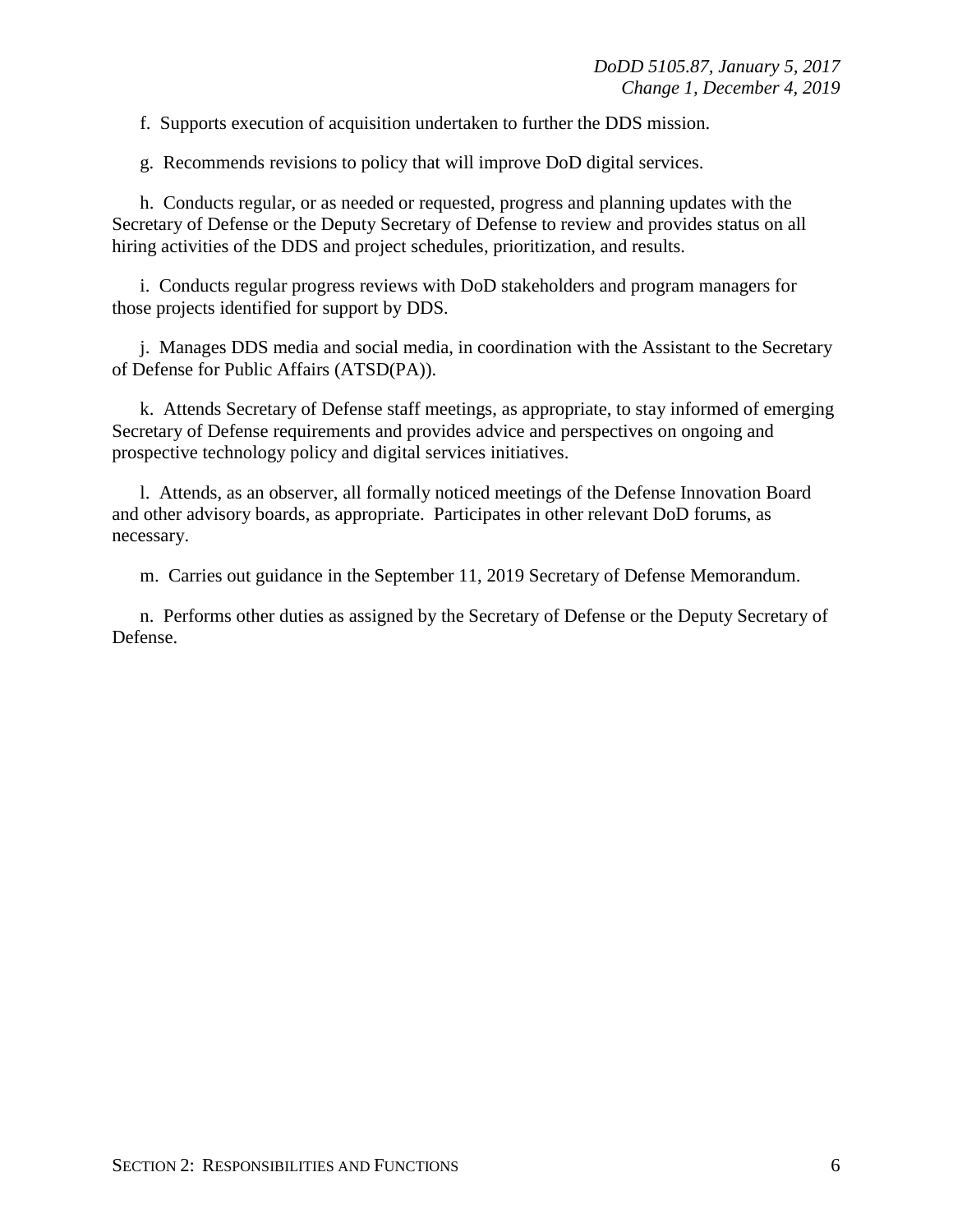f. Supports execution of acquisition undertaken to further the DDS mission.

g. Recommends revisions to policy that will improve DoD digital services.

h. Conducts regular, or as needed or requested, progress and planning updates with the Secretary of Defense or the Deputy Secretary of Defense to review and provides status on all hiring activities of the DDS and project schedules, prioritization, and results.

i. Conducts regular progress reviews with DoD stakeholders and program managers for those projects identified for support by DDS.

j. Manages DDS media and social media, in coordination with the Assistant to the Secretary of Defense for Public Affairs (ATSD(PA)).

k. Attends Secretary of Defense staff meetings, as appropriate, to stay informed of emerging Secretary of Defense requirements and provides advice and perspectives on ongoing and prospective technology policy and digital services initiatives.

l. Attends, as an observer, all formally noticed meetings of the Defense Innovation Board and other advisory boards, as appropriate. Participates in other relevant DoD forums, as necessary.

m. Carries out guidance in the September 11, 2019 Secretary of Defense Memorandum.

n. Performs other duties as assigned by the Secretary of Defense or the Deputy Secretary of Defense.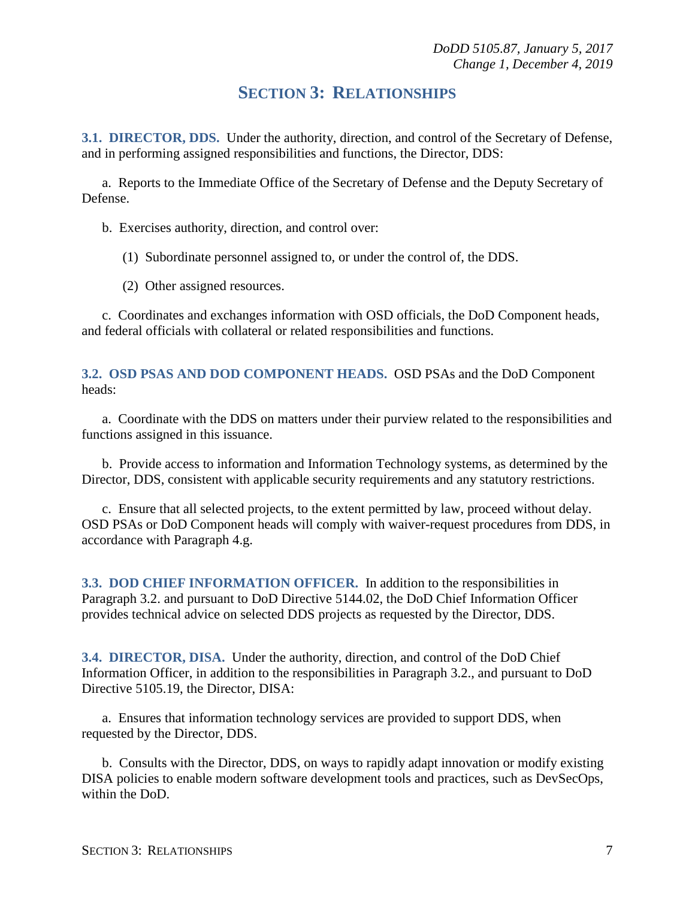## SECTION 3: RELATIONSHIPS

**3.1. DIRECTOR, DDS.** Under the authority, direction, and control of the Secretary of Defense, and in performing assigned responsibilities and functions, the Director, DDS:

a. Reports to the Immediate Office of the Secretary of Defense and the Deputy Secretary of Defense.

b. Exercises authority, direction, and control over:

(1) Subordinate personnel assigned to, or under the control of, the DDS.

(2) Other assigned resources.

c. Coordinates and exchanges information with OSD officials, the DoD Component heads, and federal officials with collateral or related responsibilities and functions.

**3.2. OSD PSAS AND DOD COMPONENT HEADS.** OSD PSAs and the DoD Component heads:

a. Coordinate with the DDS on matters under their purview related to the responsibilities and functions assigned in this issuance.

b. Provide access to information and Information Technology systems, as determined by the Director, DDS, consistent with applicable security requirements and any statutory restrictions.

c. Ensure that all selected projects, to the extent permitted by law, proceed without delay. OSD PSAs or DoD Component heads will comply with waiver-request procedures from DDS, in accordance with Paragraph 4.g.

**3.3. DOD CHIEF INFORMATION OFFICER.** In addition to the responsibilities in Paragraph 3.2. and pursuant to DoD Directive 5144.02, the DoD Chief Information Officer provides technical advice on selected DDS projects as requested by the Director, DDS.

**3.4. DIRECTOR, DISA.** Under the authority, direction, and control of the DoD Chief Information Officer, in addition to the responsibilities in Paragraph 3.2., and pursuant to DoD Directive 5105.19, the Director, DISA:

a. Ensures that information technology services are provided to support DDS, when requested by the Director, DDS.

b. Consults with the Director, DDS, on ways to rapidly adapt innovation or modify existing DISA policies to enable modern software development tools and practices, such as DevSecOps, within the DoD.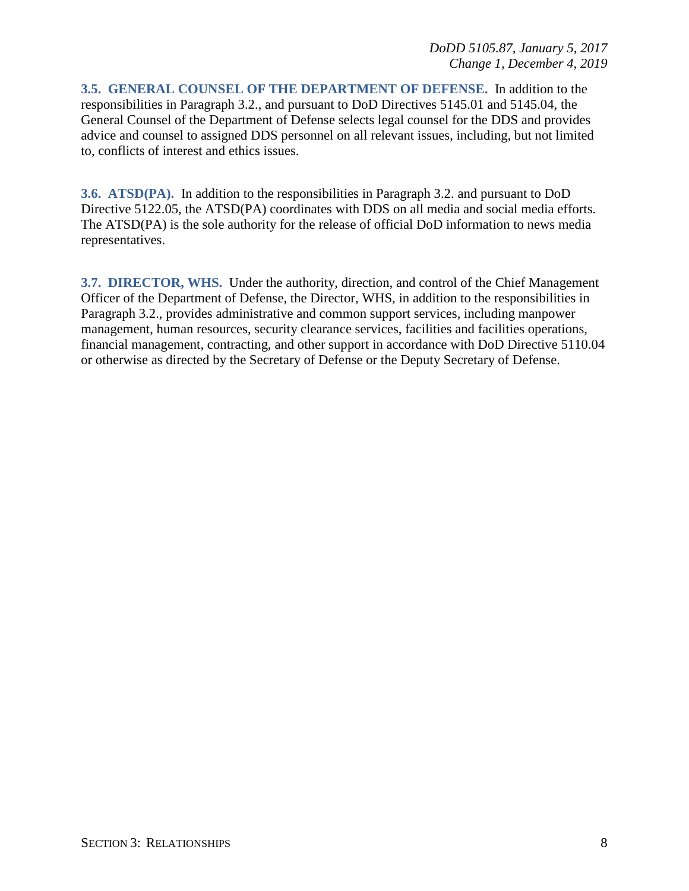**3.5. GENERAL COUNSEL OF THE DEPARTMENT OF DEFENSE.** In addition to the responsibilities in Paragraph 3.2., and pursuant to DoD Directives 5145.01 and 5145.04, the General Counsel of the Department of Defense selects legal counsel for the DDS and provides advice and counsel to assigned DDS personnel on all relevant issues, including, but not limited to, conflicts of interest and ethics issues.

**3.6. ATSD(PA).** In addition to the responsibilities in Paragraph 3.2. and pursuant to DoD Directive 5122.05, the ATSD(PA) coordinates with DDS on all media and social media efforts. The ATSD(PA) is the sole authority for the release of official DoD information to news media representatives.

**3.7. DIRECTOR, WHS.** Under the authority, direction, and control of the Chief Management Officer of the Department of Defense, the Director, WHS, in addition to the responsibilities in Paragraph 3.2., provides administrative and common support services, including manpower management, human resources, security clearance services, facilities and facilities operations, financial management, contracting, and other support in accordance with DoD Directive 5110.04 or otherwise as directed by the Secretary of Defense or the Deputy Secretary of Defense.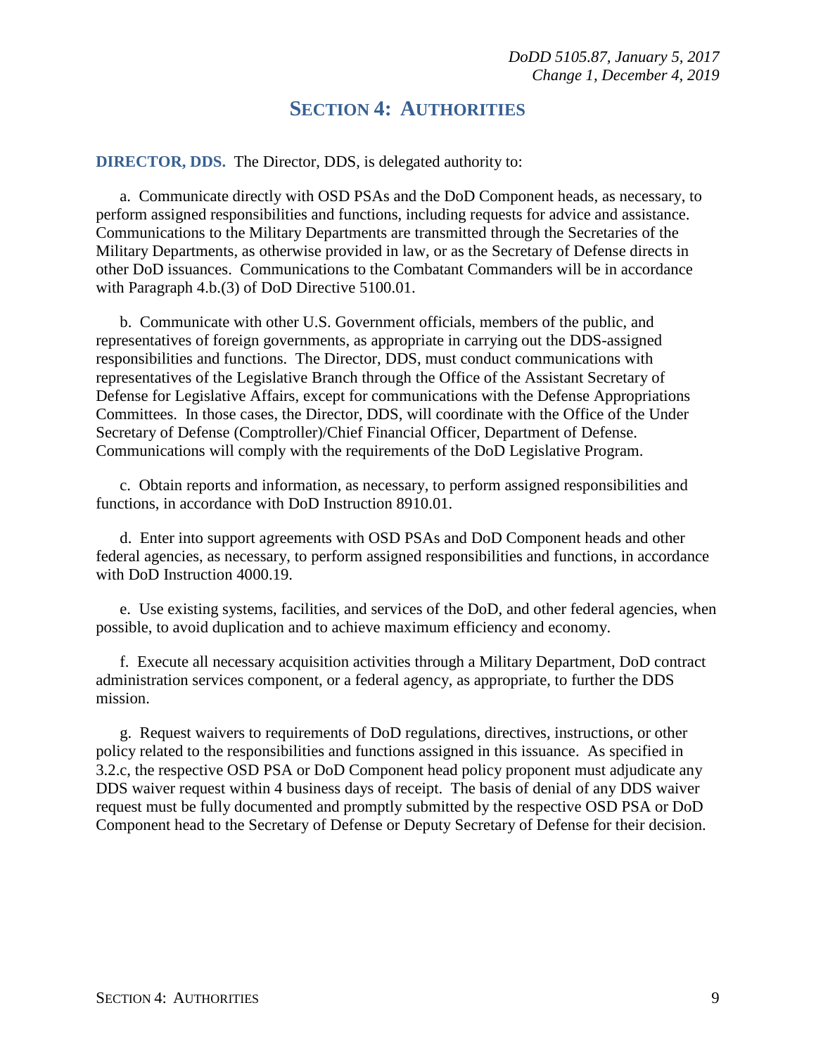## SECTION 4: AUTHORITIES

**DIRECTOR, DDS.** The Director, DDS, is delegated authority to:

a. Communicate directly with OSD PSAs and the DoD Component heads, as necessary, to perform assigned responsibilities and functions, including requests for advice and assistance. Communications to the Military Departments are transmitted through the Secretaries of the Military Departments, as otherwise provided in law, or as the Secretary of Defense directs in other DoD issuances. Communications to the Combatant Commanders will be in accordance with Paragraph 4.b.(3) of DoD Directive 5100.01.

b. Communicate with other U.S. Government officials, members of the public, and representatives of foreign governments, as appropriate in carrying out the DDS-assigned responsibilities and functions. The Director, DDS, must conduct communications with representatives of the Legislative Branch through the Office of the Assistant Secretary of Defense for Legislative Affairs, except for communications with the Defense Appropriations Committees. In those cases, the Director, DDS, will coordinate with the Office of the Under Secretary of Defense (Comptroller)/Chief Financial Officer, Department of Defense. Communications will comply with the requirements of the DoD Legislative Program.

c. Obtain reports and information, as necessary, to perform assigned responsibilities and functions, in accordance with DoD Instruction 8910.01.

d. Enter into support agreements with OSD PSAs and DoD Component heads and other federal agencies, as necessary, to perform assigned responsibilities and functions, in accordance with DoD Instruction 4000.19.

e. Use existing systems, facilities, and services of the DoD, and other federal agencies, when possible, to avoid duplication and to achieve maximum efficiency and economy.

f. Execute all necessary acquisition activities through a Military Department, DoD contract administration services component, or a federal agency, as appropriate, to further the DDS mission.

g. Request waivers to requirements of DoD regulations, directives, instructions, or other policy related to the responsibilities and functions assigned in this issuance. As specified in 3.2.c, the respective OSD PSA or DoD Component head policy proponent must adjudicate any DDS waiver request within 4 business days of receipt. The basis of denial of any DDS waiver request must be fully documented and promptly submitted by the respective OSD PSA or DoD Component head to the Secretary of Defense or Deputy Secretary of Defense for their decision.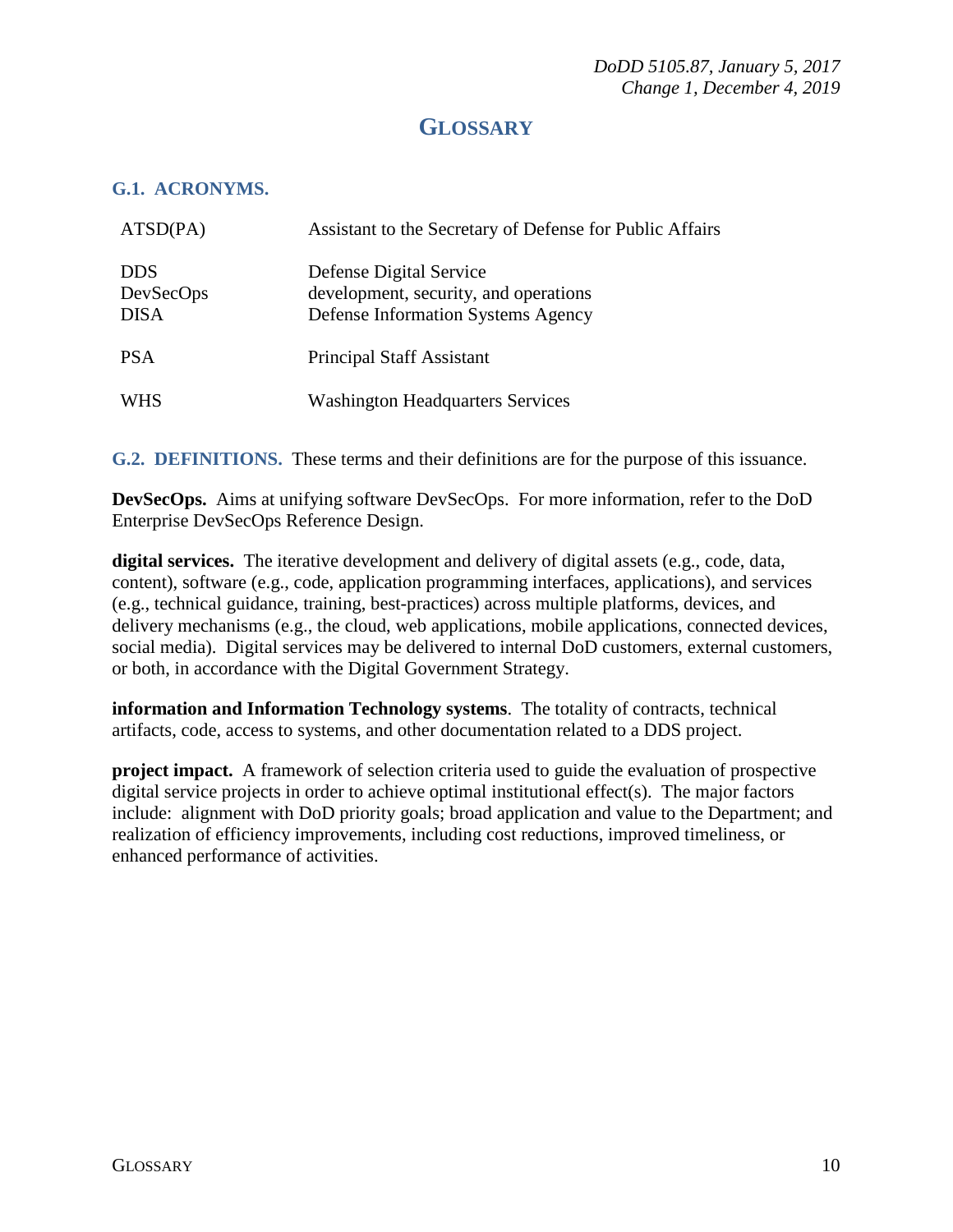# GLOSSARY

## G.1. ACRONYMS.

| | |
|---|---|
| ATSD(PA) | Assistant to the Secretary of Defense for Public Affairs |
| DDS | Defense Digital Service |
| DevSecOps | development, security, and operations |
| DISA | Defense Information Systems Agency |
| PSA | Principal Staff Assistant |
| WHS | Washington Headquarters Services |

## G.2. DEFINITIONS.

These terms and their definitions are for the purpose of this issuance.

**DevSecOps.** Aims at unifying software DevSecOps. For more information, refer to the DoD Enterprise DevSecOps Reference Design.

**digital services.** The iterative development and delivery of digital assets (e.g., code, data, content), software (e.g., code, application programming interfaces, applications), and services (e.g., technical guidance, training, best-practices) across multiple platforms, devices, and delivery mechanisms (e.g., the cloud, web applications, mobile applications, connected devices, social media). Digital services may be delivered to internal DoD customers, external customers, or both, in accordance with the Digital Government Strategy.

**information and Information Technology systems**. The totality of contracts, technical artifacts, code, access to systems, and other documentation related to a DDS project.

**project impact.** A framework of selection criteria used to guide the evaluation of prospective digital service projects in order to achieve optimal institutional effect(s). The major factors include: alignment with DoD priority goals; broad application and value to the Department; and realization of efficiency improvements, including cost reductions, improved timeliness, or enhanced performance of activities.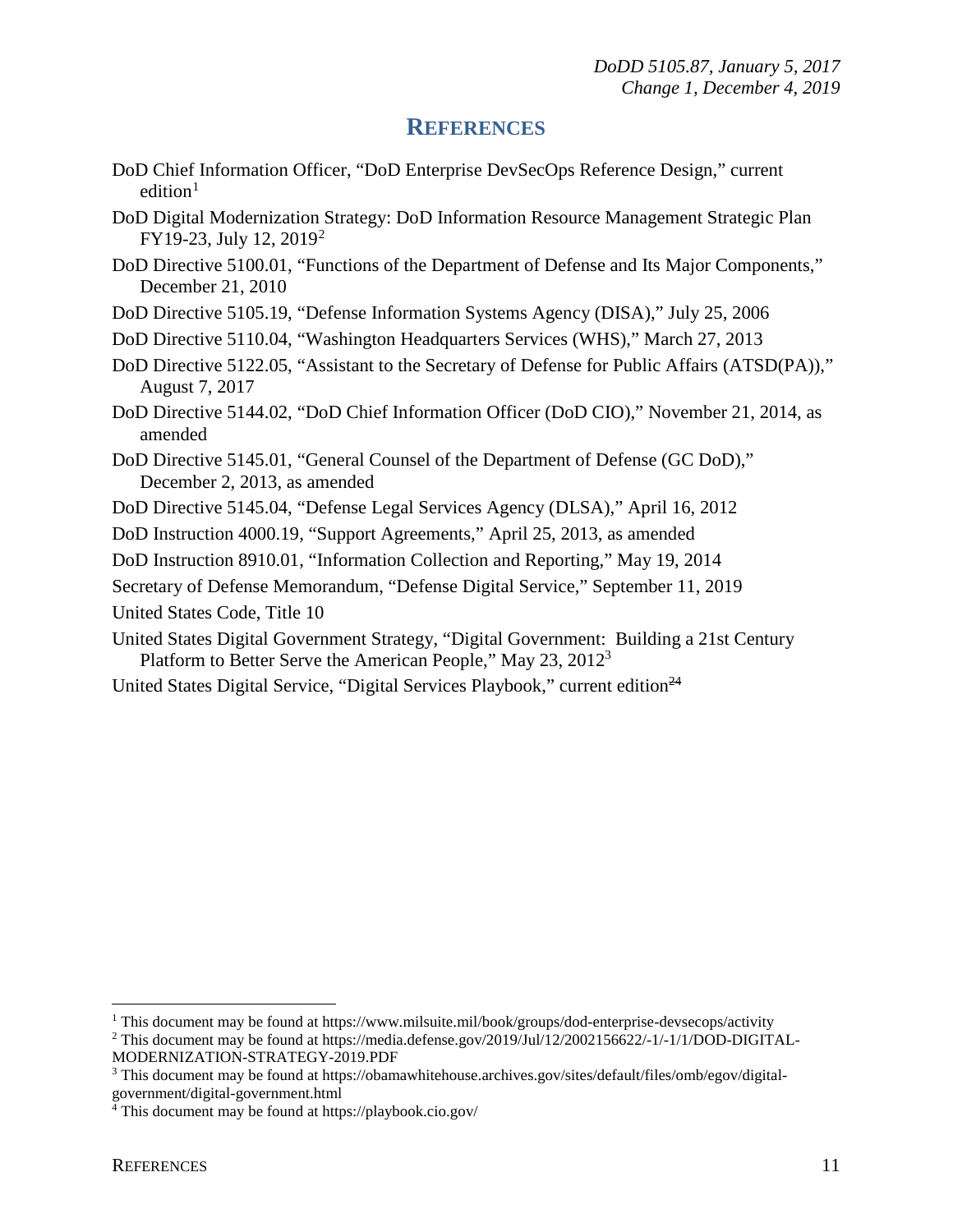# REFERENCES

DoD Chief Information Officer, "DoD Enterprise DevSecOps Reference Design," current edition[1]

DoD Digital Modernization Strategy: DoD Information Resource Management Strategic Plan FY19-23, July 12, 2019[2]

DoD Directive 5100.01, "Functions of the Department of Defense and Its Major Components," December 21, 2010

DoD Directive 5105.19, "Defense Information Systems Agency (DISA)," July 25, 2006

DoD Directive 5110.04, "Washington Headquarters Services (WHS)," March 27, 2013

DoD Directive 5122.05, "Assistant to the Secretary of Defense for Public Affairs (ATSD(PA))," August 7, 2017

DoD Directive 5144.02, "DoD Chief Information Officer (DoD CIO)," November 21, 2014, as amended

DoD Directive 5145.01, "General Counsel of the Department of Defense (GC DoD)," December 2, 2013, as amended

DoD Directive 5145.04, "Defense Legal Services Agency (DLSA)," April 16, 2012

DoD Instruction 4000.19, "Support Agreements," April 25, 2013, as amended

DoD Instruction 8910.01, "Information Collection and Reporting," May 19, 2014

Secretary of Defense Memorandum, "Defense Digital Service," September 11, 2019

United States Code, Title 10

United States Digital Government Strategy, "Digital Government: Building a 21st Century Platform to Better Serve the American People," May 23, 2012[3]

United States Digital Service, "Digital Services Playbook," current edition[4]

---

[1] This document may be found at https://www.milsuite.mil/book/groups/dod-enterprise-devsecops/activity

[2] This document may be found at https://media.defense.gov/2019/Jul/12/2002156622/-1/-1/1/DOD-DIGITAL-MODERNIZATION-STRATEGY-2019.PDF

[3] This document may be found at https://obamawhitehouse.archives.gov/sites/default/files/omb/egov/digital-government/digital-government.html

[4] This document may be found at https://playbook.cio.gov/